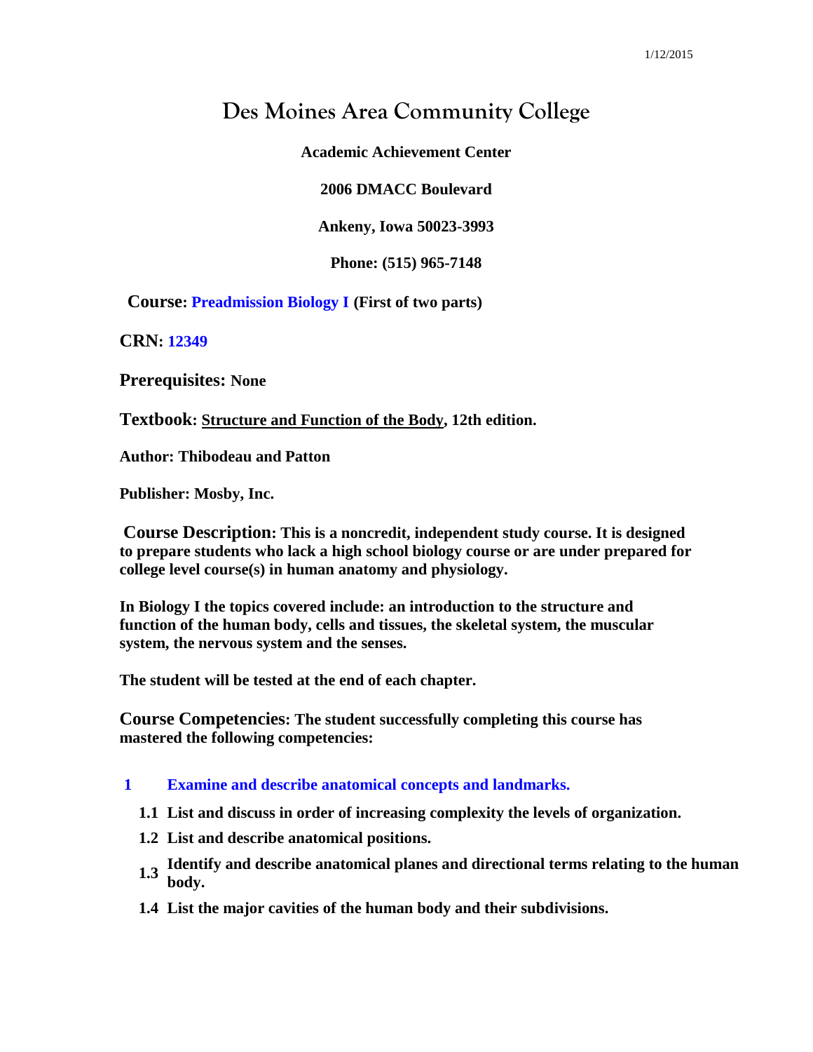1/12/2015

# Des Moines Area Community College

**Academic Achievement Center**

**2006 DMACC Boulevard**

**Ankeny, Iowa 50023-3993**

**Phone: (515) 965-7148**

**Course: Preadmission Biology I (First of two parts)**

**CRN: 12349**

**Prerequisites: None**

**Textbook: Structure and Function of the Body, 12th edition.**

**Author: Thibodeau and Patton**

**Publisher: Mosby, Inc.**

**Course Description: This is a noncredit, independent study course. It is designed to prepare students who lack a high school biology course or are under prepared for college level course(s) in human anatomy and physiology.**

**In Biology I the topics covered include: an introduction to the structure and function of the human body, cells and tissues, the skeletal system, the muscular system, the nervous system and the senses.**

**The student will be tested at the end of each chapter.**

**Course Competencies: The student successfully completing this course has mastered the following competencies:**

**1 Examine and describe anatomical concepts and landmarks.**

- **1.1 List and discuss in order of increasing complexity the levels of organization.**
- **1.2 List and describe anatomical positions.**
- **1.3 Identify and describe anatomical planes and directional terms relating to the human body.**
- **1.4 List the major cavities of the human body and their subdivisions.**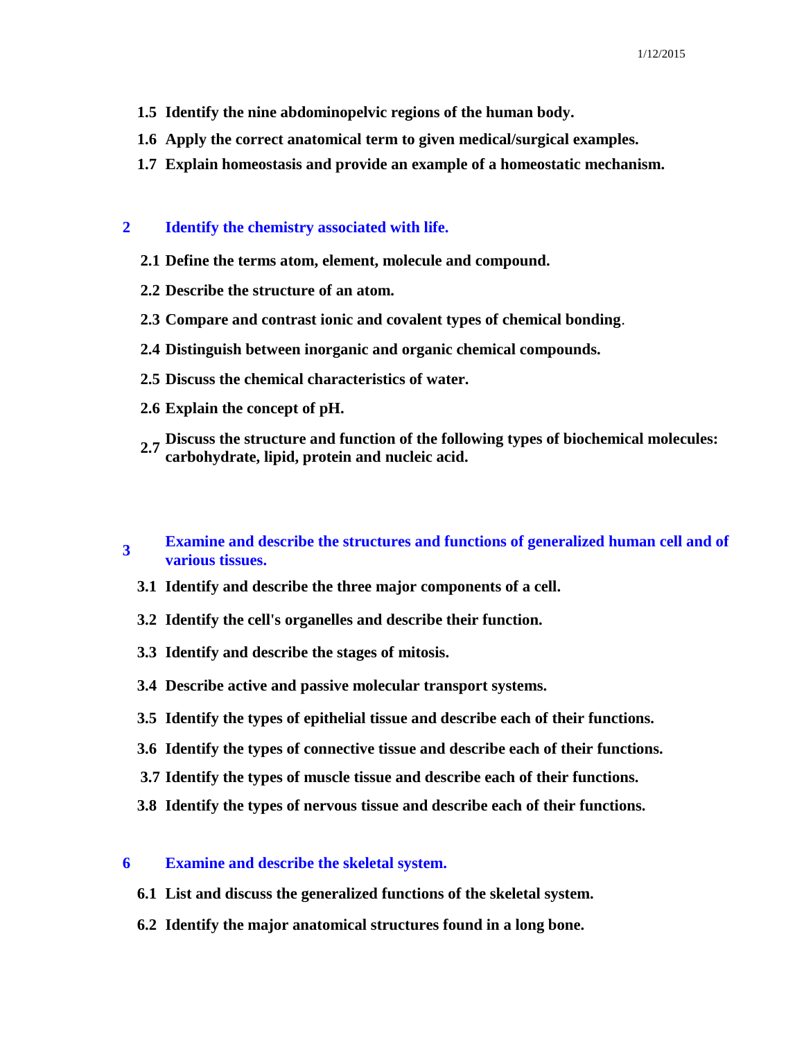**1.5 Identify the nine abdominopelvic regions of the human body.**

**1.6 Apply the correct anatomical term to given medical/surgical examples.**

**1.7 Explain homeostasis and provide an example of a homeostatic mechanism.**

## 2 Identify the chemistry associated with life.

**2.1 Define the terms atom, element, molecule and compound.**

**2.2 Describe the structure of an atom.**

**2.3 Compare and contrast ionic and covalent types of chemical bonding.**

**2.4 Distinguish between inorganic and organic chemical compounds.**

**2.5 Discuss the chemical characteristics of water.**

**2.6 Explain the concept of pH.**

**2.7 Discuss the structure and function of the following types of biochemical molecules: carbohydrate, lipid, protein and nucleic acid.**

## 3 Examine and describe the structures and functions of generalized human cell and of various tissues.

**3.1 Identify and describe the three major components of a cell.**

**3.2 Identify the cell's organelles and describe their function.**

**3.3 Identify and describe the stages of mitosis.**

**3.4 Describe active and passive molecular transport systems.**

**3.5 Identify the types of epithelial tissue and describe each of their functions.**

**3.6 Identify the types of connective tissue and describe each of their functions.**

**3.7 Identify the types of muscle tissue and describe each of their functions.**

**3.8 Identify the types of nervous tissue and describe each of their functions.**

## 6 Examine and describe the skeletal system.

**6.1 List and discuss the generalized functions of the skeletal system.**

**6.2 Identify the major anatomical structures found in a long bone.**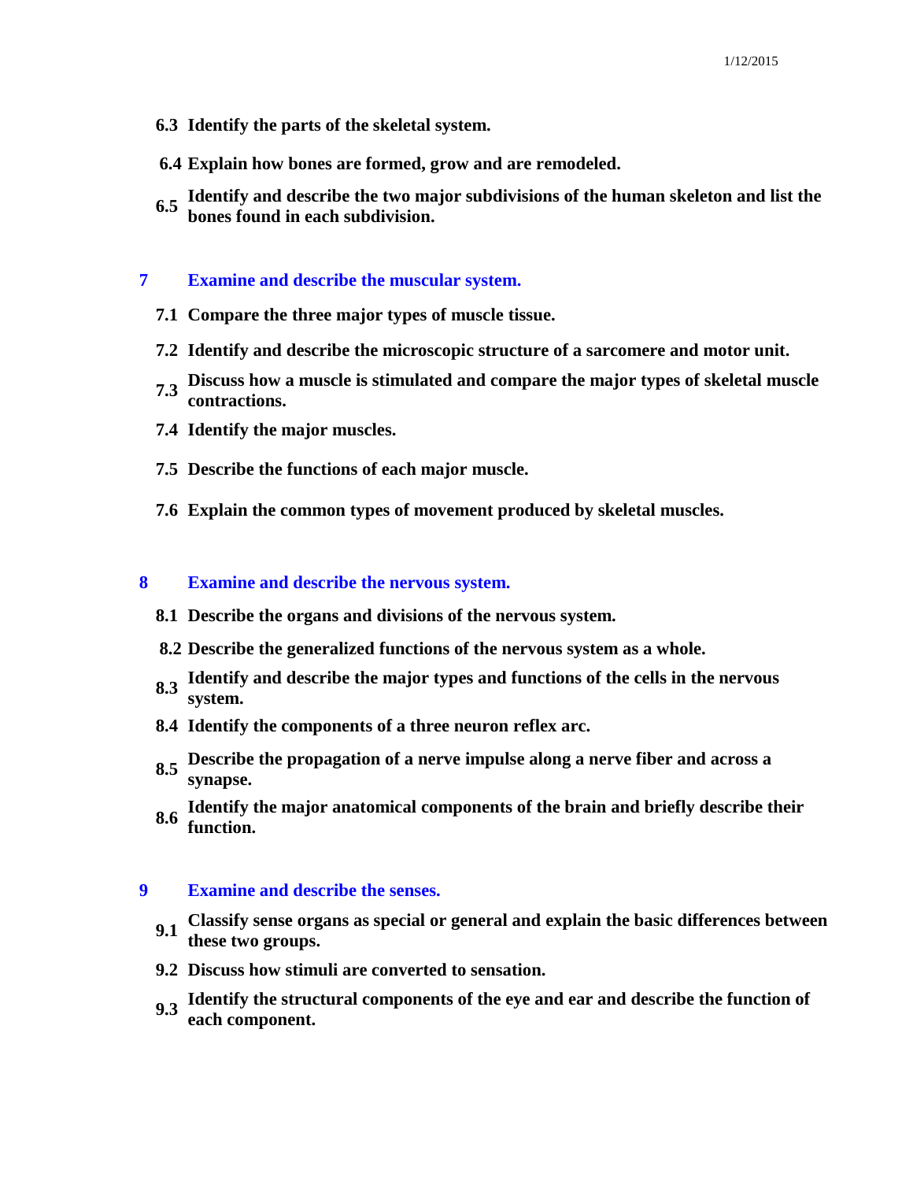**6.3 Identify the parts of the skeletal system.**

**6.4 Explain how bones are formed, grow and are remodeled.**

**6.5 Identify and describe the two major subdivisions of the human skeleton and list the bones found in each subdivision.**

## 7 Examine and describe the muscular system.

**7.1 Compare the three major types of muscle tissue.**

**7.2 Identify and describe the microscopic structure of a sarcomere and motor unit.**

**7.3 Discuss how a muscle is stimulated and compare the major types of skeletal muscle contractions.**

**7.4 Identify the major muscles.**

**7.5 Describe the functions of each major muscle.**

**7.6 Explain the common types of movement produced by skeletal muscles.**

## 8 Examine and describe the nervous system.

**8.1 Describe the organs and divisions of the nervous system.**

**8.2 Describe the generalized functions of the nervous system as a whole.**

**8.3 Identify and describe the major types and functions of the cells in the nervous system.**

**8.4 Identify the components of a three neuron reflex arc.**

**8.5 Describe the propagation of a nerve impulse along a nerve fiber and across a synapse.**

**8.6 Identify the major anatomical components of the brain and briefly describe their function.**

## 9 Examine and describe the senses.

**9.1 Classify sense organs as special or general and explain the basic differences between these two groups.**

**9.2 Discuss how stimuli are converted to sensation.**

**9.3 Identify the structural components of the eye and ear and describe the function of each component.**